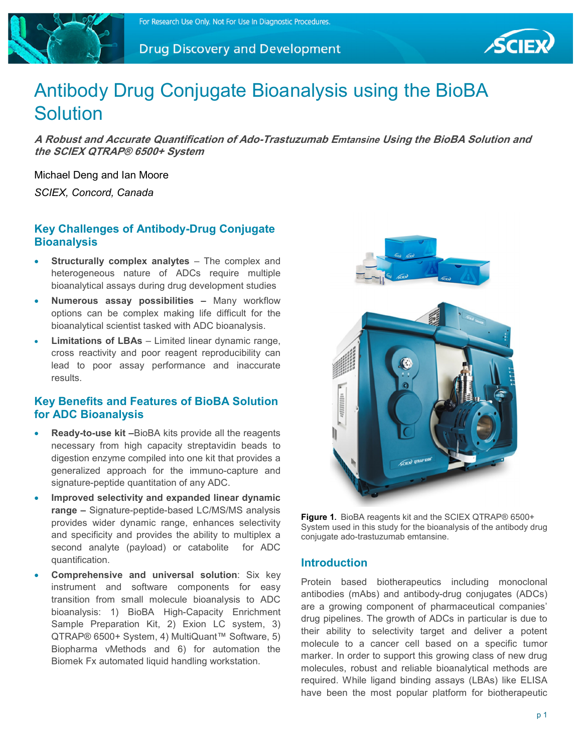# Antibody Drug Conjugate Bioanalysis using the BioBA Solution

***A Robust and Accurate Quantification of Ado-Trastuzumab Emtansine Using the BioBA Solution and the SCIEX QTRAP® 6500+ System***

Michael Deng and Ian Moore

*SCIEX, Concord, Canada*

## Key Challenges of Antibody-Drug Conjugate Bioanalysis

- **Structurally complex analytes** – The complex and heterogeneous nature of ADCs require multiple bioanalytical assays during drug development studies
- **Numerous assay possibilities –** Many workflow options can be complex making life difficult for the bioanalytical scientist tasked with ADC bioanalysis.
- **Limitations of LBAs** – Limited linear dynamic range, cross reactivity and poor reagent reproducibility can lead to poor assay performance and inaccurate results.

## Key Benefits and Features of BioBA Solution for ADC Bioanalysis

- **Ready-to-use kit –**BioBA kits provide all the reagents necessary from high capacity streptavidin beads to digestion enzyme compiled into one kit that provides a generalized approach for the immuno-capture and signature-peptide quantitation of any ADC.
- **Improved selectivity and expanded linear dynamic range –** Signature-peptide-based LC/MS/MS analysis provides wider dynamic range, enhances selectivity and specificity and provides the ability to multiplex a second analyte (payload) or catabolite for ADC quantification.
- **Comprehensive and universal solution**: Six key instrument and software components for easy transition from small molecule bioanalysis to ADC bioanalysis: 1) BioBA High-Capacity Enrichment Sample Preparation Kit, 2) Exion LC system, 3) QTRAP® 6500+ System, 4) MultiQuant™ Software, 5) Biopharma vMethods and 6) for automation the Biomek Fx automated liquid handling workstation.

**Figure 1.** BioBA reagents kit and the SCIEX QTRAP® 6500+ System used in this study for the bioanalysis of the antibody drug conjugate ado-trastuzumab emtansine.

## Introduction

Protein based biotherapeutics including monoclonal antibodies (mAbs) and antibody-drug conjugates (ADCs) are a growing component of pharmaceutical companies' drug pipelines. The growth of ADCs in particular is due to their ability to selectivity target and deliver a potent molecule to a cancer cell based on a specific tumor marker. In order to support this growing class of new drug molecules, robust and reliable bioanalytical methods are required. While ligand binding assays (LBAs) like ELISA have been the most popular platform for biotherapeutic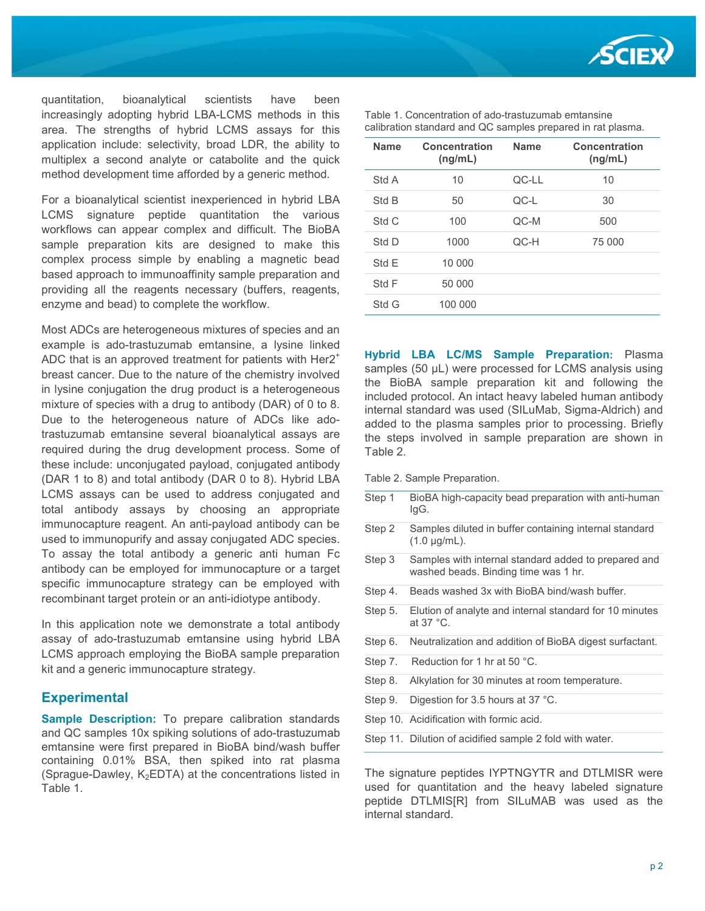quantitation, bioanalytical scientists have been increasingly adopting hybrid LBA-LCMS methods in this area. The strengths of hybrid LCMS assays for this application include: selectivity, broad LDR, the ability to multiplex a second analyte or catabolite and the quick method development time afforded by a generic method.

For a bioanalytical scientist inexperienced in hybrid LBA LCMS signature peptide quantitation the various workflows can appear complex and difficult. The BioBA sample preparation kits are designed to make this complex process simple by enabling a magnetic bead based approach to immunoaffinity sample preparation and providing all the reagents necessary (buffers, reagents, enzyme and bead) to complete the workflow.

Most ADCs are heterogeneous mixtures of species and an example is ado-trastuzumab emtansine, a lysine linked ADC that is an approved treatment for patients with $Her2^+$ breast cancer. Due to the nature of the chemistry involved in lysine conjugation the drug product is a heterogeneous mixture of species with a drug to antibody (DAR) of 0 to 8. Due to the heterogeneous nature of ADCs like ado-trastuzumab emtansine several bioanalytical assays are required during the drug development process. Some of these include: unconjugated payload, conjugated antibody (DAR 1 to 8) and total antibody (DAR 0 to 8). Hybrid LBA LCMS assays can be used to address conjugated and total antibody assays by choosing an appropriate immunocapture reagent. An anti-payload antibody can be used to immunopurify and assay conjugated ADC species. To assay the total antibody a generic anti human Fc antibody can be employed for immunocapture or a target specific immunocapture strategy can be employed with recombinant target protein or an anti-idiotype antibody.

In this application note we demonstrate a total antibody assay of ado-trastuzumab emtansine using hybrid LBA LCMS approach employing the BioBA sample preparation kit and a generic immunocapture strategy.

## Experimental

**Sample Description:** To prepare calibration standards and QC samples 10x spiking solutions of ado-trastuzumab emtansine were first prepared in BioBA bind/wash buffer containing 0.01% BSA, then spiked into rat plasma (Sprague-Dawley, $K_2EDTA$) at the concentrations listed in Table 1.

Table 1. Concentration of ado-trastuzumab emtansine calibration standard and QC samples prepared in rat plasma.

| Name | Concentration (ng/mL) | Name | Concentration (ng/mL) |
|---|---|---|---|
| Std A | 10 | QC-LL | 10 |
| Std B | 50 | QC-L | 30 |
| Std C | 100 | QC-M | 500 |
| Std D | 1000 | QC-H | 75 000 |
| Std E | 10 000 | | |
| Std F | 50 000 | | |
| Std G | 100 000 | | |

**Hybrid LBA LC/MS Sample Preparation:** Plasma samples (50 µL) were processed for LCMS analysis using the BioBA sample preparation kit and following the included protocol. An intact heavy labeled human antibody internal standard was used (SILuMab, Sigma-Aldrich) and added to the plasma samples prior to processing. Briefly the steps involved in sample preparation are shown in Table 2.

Table 2. Sample Preparation.

| | |
|---|---|
| Step 1 | BioBA high-capacity bead preparation with anti-human IgG. |
| Step 2 | Samples diluted in buffer containing internal standard (1.0 µg/mL). |
| Step 3 | Samples with internal standard added to prepared and washed beads. Binding time was 1 hr. |
| Step 4. | Beads washed 3x with BioBA bind/wash buffer. |
| Step 5. | Elution of analyte and internal standard for 10 minutes at 37 °C. |
| Step 6. | Neutralization and addition of BioBA digest surfactant. |
| Step 7. | Reduction for 1 hr at 50 °C. |
| Step 8. | Alkylation for 30 minutes at room temperature. |
| Step 9. | Digestion for 3.5 hours at 37 °C. |
| Step 10. | Acidification with formic acid. |
| Step 11. | Dilution of acidified sample 2 fold with water. |

The signature peptides IYPTNGYTR and DTLMISR were used for quantitation and the heavy labeled signature peptide DTLMIS[R] from SILuMAB was used as the internal standard.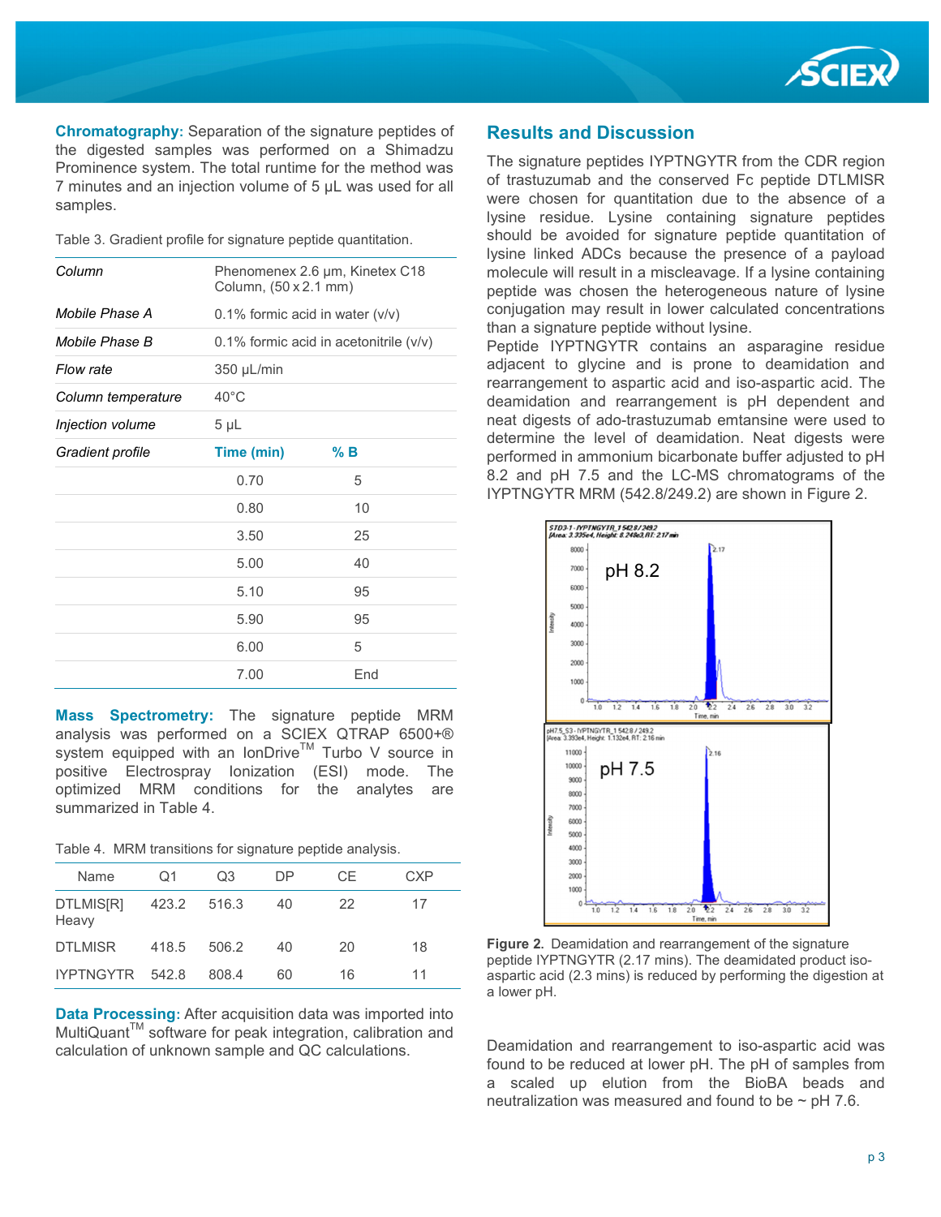**Chromatography:** Separation of the signature peptides of the digested samples was performed on a Shimadzu Prominence system. The total runtime for the method was 7 minutes and an injection volume of 5 µL was used for all samples.

Table 3. Gradient profile for signature peptide quantitation.

| | | |
|---|---|---|
| *Column* | Phenomenex 2.6 µm, Kinetex C18 Column, (50 x 2.1 mm) | |
| *Mobile Phase A* | 0.1% formic acid in water (v/v) | |
| *Mobile Phase B* | 0.1% formic acid in acetonitrile (v/v) | |
| *Flow rate* | 350 µL/min | |
| *Column temperature* | 40°C | |
| *Injection volume* | 5 µL | |
| *Gradient profile* | **Time (min)** | **% B** |
| | 0.70 | 5 |
| | 0.80 | 10 |
| | 3.50 | 25 |
| | 5.00 | 40 |
| | 5.10 | 95 |
| | 5.90 | 95 |
| | 6.00 | 5 |
| | 7.00 | End |

**Mass Spectrometry:** The signature peptide MRM analysis was performed on a SCIEX QTRAP 6500+® system equipped with an IonDrive™ Turbo V source in positive Electrospray Ionization (ESI) mode. The optimized MRM conditions for the analytes are summarized in Table 4.

Table 4. MRM transitions for signature peptide analysis.

| Name | Q1 | Q3 | DP | CE | CXP |
|---|---|---|---|---|---|
| DTLMIS[R] Heavy | 423.2 | 516.3 | 40 | 22 | 17 |
| DTLMISR | 418.5 | 506.2 | 40 | 20 | 18 |
| IYPTNGYTR | 542.8 | 808.4 | 60 | 16 | 11 |

**Data Processing:** After acquisition data was imported into MultiQuant™ software for peak integration, calibration and calculation of unknown sample and QC calculations.

## Results and Discussion

The signature peptides IYPTNGYTR from the CDR region of trastuzumab and the conserved Fc peptide DTLMISR were chosen for quantitation due to the absence of a lysine residue. Lysine containing signature peptides should be avoided for signature peptide quantitation of lysine linked ADCs because the presence of a payload molecule will result in a miscleavage. If a lysine containing peptide was chosen the heterogeneous nature of lysine conjugation may result in lower calculated concentrations than a signature peptide without lysine.

Peptide IYPTNGYTR contains an asparagine residue adjacent to glycine and is prone to deamidation and rearrangement to aspartic acid and iso-aspartic acid. The deamidation and rearrangement is pH dependent and neat digests of ado-trastuzumab emtansine were used to determine the level of deamidation. Neat digests were performed in ammonium bicarbonate buffer adjusted to pH 8.2 and pH 7.5 and the LC-MS chromatograms of the IYPTNGYTR MRM (542.8/249.2) are shown in Figure 2.

**Figure 2.** Deamidation and rearrangement of the signature peptide IYPTNGYTR (2.17 mins). The deamidated product iso-aspartic acid (2.3 mins) is reduced by performing the digestion at a lower pH.

Deamidation and rearrangement to iso-aspartic acid was found to be reduced at lower pH. The pH of samples from a scaled up elution from the BioBA beads and neutralization was measured and found to be ~ pH 7.6.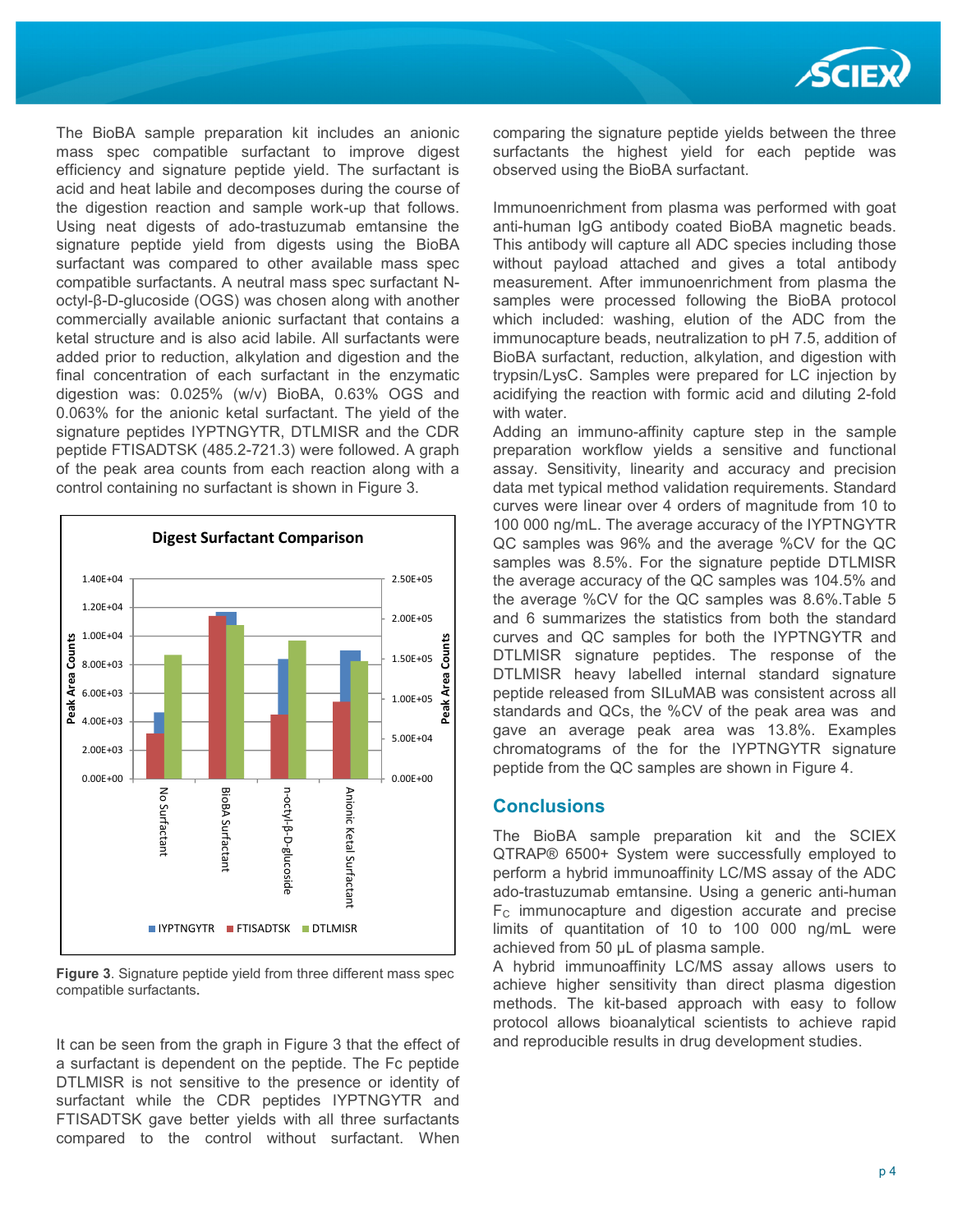The BioBA sample preparation kit includes an anionic mass spec compatible surfactant to improve digest efficiency and signature peptide yield. The surfactant is acid and heat labile and decomposes during the course of the digestion reaction and sample work-up that follows. Using neat digests of ado-trastuzumab emtansine the signature peptide yield from digests using the BioBA surfactant was compared to other available mass spec compatible surfactants. A neutral mass spec surfactant N-octyl-β-D-glucoside (OGS) was chosen along with another commercially available anionic surfactant that contains a ketal structure and is also acid labile. All surfactants were added prior to reduction, alkylation and digestion and the final concentration of each surfactant in the enzymatic digestion was: 0.025% (w/v) BioBA, 0.63% OGS and 0.063% for the anionic ketal surfactant. The yield of the signature peptides IYPTNGYTR, DTLMISR and the CDR peptide FTISADTSK (485.2-721.3) were followed. A graph of the peak area counts from each reaction along with a control containing no surfactant is shown in Figure 3.

**Figure 3**. Signature peptide yield from three different mass spec compatible surfactants.

It can be seen from the graph in Figure 3 that the effect of a surfactant is dependent on the peptide. The Fc peptide DTLMISR is not sensitive to the presence or identity of surfactant while the CDR peptides IYPTNGYTR and FTISADTSK gave better yields with all three surfactants compared to the control without surfactant. When comparing the signature peptide yields between the three surfactants the highest yield for each peptide was observed using the BioBA surfactant.

Immunoenrichment from plasma was performed with goat anti-human IgG antibody coated BioBA magnetic beads. This antibody will capture all ADC species including those without payload attached and gives a total antibody measurement. After immunoenrichment from plasma the samples were processed following the BioBA protocol which included: washing, elution of the ADC from the immunocapture beads, neutralization to pH 7.5, addition of BioBA surfactant, reduction, alkylation, and digestion with trypsin/LysC. Samples were prepared for LC injection by acidifying the reaction with formic acid and diluting 2-fold with water.

Adding an immuno-affinity capture step in the sample preparation workflow yields a sensitive and functional assay. Sensitivity, linearity and accuracy and precision data met typical method validation requirements. Standard curves were linear over 4 orders of magnitude from 10 to 100 000 ng/mL. The average accuracy of the IYPTNGYTR QC samples was 96% and the average %CV for the QC samples was 8.5%. For the signature peptide DTLMISR the average accuracy of the QC samples was 104.5% and the average %CV for the QC samples was 8.6%.Table 5 and 6 summarizes the statistics from both the standard curves and QC samples for both the IYPTNGYTR and DTLMISR signature peptides. The response of the DTLMISR heavy labelled internal standard signature peptide released from SILuMAB was consistent across all standards and QCs, the %CV of the peak area was and gave an average peak area was 13.8%. Examples chromatograms of the for the IYPTNGYTR signature peptide from the QC samples are shown in Figure 4.

## Conclusions

The BioBA sample preparation kit and the SCIEX QTRAP® 6500+ System were successfully employed to perform a hybrid immunoaffinity LC/MS assay of the ADC ado-trastuzumab emtansine. Using a generic anti-human $F_C$ immunocapture and digestion accurate and precise limits of quantitation of 10 to 100 000 ng/mL were achieved from 50 µL of plasma sample.

A hybrid immunoaffinity LC/MS assay allows users to achieve higher sensitivity than direct plasma digestion methods. The kit-based approach with easy to follow protocol allows bioanalytical scientists to achieve rapid and reproducible results in drug development studies.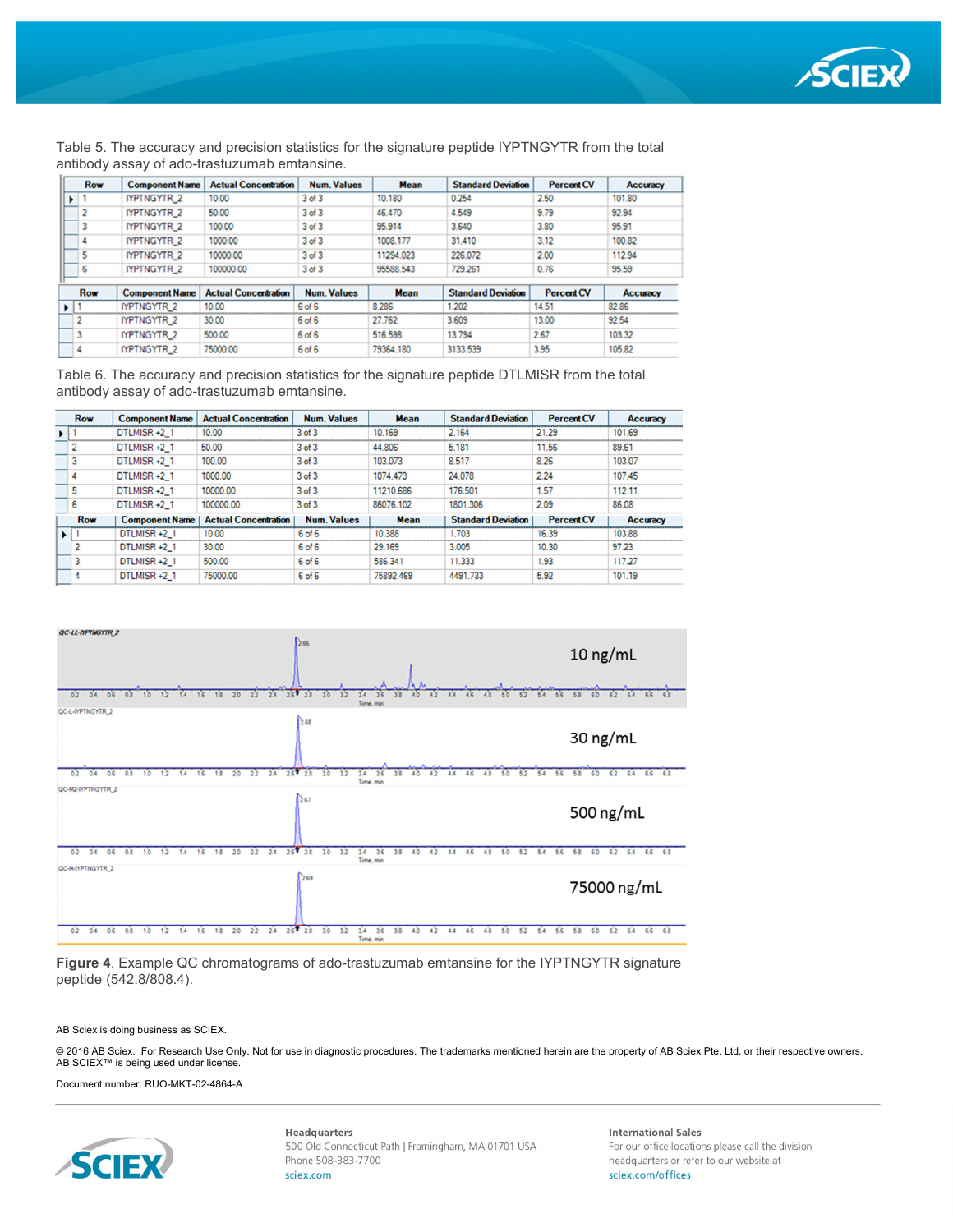Table 5. The accuracy and precision statistics for the signature peptide IYPTNGYTR from the total antibody assay of ado-trastuzumab emtansine.

| Row | Component Name | Actual Concentration | Num. Values | Mean | Standard Deviation | Percent CV | Accuracy |
|---|---|---|---|---|---|---|---|
| 1 | IYPTNGYTR_2 | 10.00 | 3 of 3 | 10.180 | 0.254 | 2.50 | 101.80 |
| 2 | IYPTNGYTR_2 | 50.00 | 3 of 3 | 46.470 | 4.549 | 9.79 | 92.94 |
| 3 | IYPTNGYTR_2 | 100.00 | 3 of 3 | 95.914 | 3.640 | 3.80 | 95.91 |
| 4 | IYPTNGYTR_2 | 1000.00 | 3 of 3 | 1008.177 | 31.410 | 3.12 | 100.82 |
| 5 | IYPTNGYTR_2 | 10000.00 | 3 of 3 | 11294.023 | 226.072 | 2.00 | 112.94 |
| 6 | IYPTNGYTR_2 | 100000.00 | 3 of 3 | 95588.543 | 729.261 | 0.76 | 95.59 |

| Row | Component Name | Actual Concentration | Num. Values | Mean | Standard Deviation | Percent CV | Accuracy |
|---|---|---|---|---|---|---|---|
| 1 | IYPTNGYTR_2 | 10.00 | 6 of 6 | 8.286 | 1.202 | 14.51 | 82.86 |
| 2 | IYPTNGYTR_2 | 30.00 | 6 of 6 | 27.762 | 3.609 | 13.00 | 92.54 |
| 3 | IYPTNGYTR_2 | 500.00 | 6 of 6 | 516.598 | 13.794 | 2.67 | 103.32 |
| 4 | IYPTNGYTR_2 | 75000.00 | 6 of 6 | 79364.180 | 3133.539 | 3.95 | 105.82 |

Table 6. The accuracy and precision statistics for the signature peptide DTLMISR from the total antibody assay of ado-trastuzumab emtansine.

| Row | Component Name | Actual Concentration | Num. Values | Mean | Standard Deviation | Percent CV | Accuracy |
|---|---|---|---|---|---|---|---|
| 1 | DTLMISR +2_1 | 10.00 | 3 of 3 | 10.169 | 2.164 | 21.29 | 101.69 |
| 2 | DTLMISR +2_1 | 50.00 | 3 of 3 | 44.806 | 5.181 | 11.56 | 89.61 |
| 3 | DTLMISR +2_1 | 100.00 | 3 of 3 | 103.073 | 8.517 | 8.26 | 103.07 |
| 4 | DTLMISR +2_1 | 1000.00 | 3 of 3 | 1074.473 | 24.078 | 2.24 | 107.45 |
| 5 | DTLMISR +2_1 | 10000.00 | 3 of 3 | 11210.686 | 176.501 | 1.57 | 112.11 |
| 6 | DTLMISR +2_1 | 100000.00 | 3 of 3 | 86076.102 | 1801.306 | 2.09 | 86.08 |

| Row | Component Name | Actual Concentration | Num. Values | Mean | Standard Deviation | Percent CV | Accuracy |
|---|---|---|---|---|---|---|---|
| 1 | DTLMISR +2_1 | 10.00 | 6 of 6 | 10.388 | 1.703 | 16.39 | 103.88 |
| 2 | DTLMISR +2_1 | 30.00 | 6 of 6 | 29.169 | 3.005 | 10.30 | 97.23 |
| 3 | DTLMISR +2_1 | 500.00 | 6 of 6 | 586.341 | 11.333 | 1.93 | 117.27 |
| 4 | DTLMISR +2_1 | 75000.00 | 6 of 6 | 75892.469 | 4491.733 | 5.92 | 101.19 |

QC-LL-IYPTNGYTR_2

10 ng/mL

QC-L-IYPTNGYTR_2

30 ng/mL

QC-M2-IYPTNGYTR_2

500 ng/mL

QC-H-IYPTNGYTR_2

75000 ng/mL

Time, min

**Figure 4**. Example QC chromatograms of ado-trastuzumab emtansine for the IYPTNGYTR signature peptide (542.8/808.4).

AB Sciex is doing business as SCIEX.

© 2016 AB Sciex. For Research Use Only. Not for use in diagnostic procedures. The trademarks mentioned herein are the property of AB Sciex Pte. Ltd. or their respective owners. AB SCIEX™ is being used under license.

Document number: RUO-MKT-02-4864-A

**Headquarters**
500 Old Connecticut Path | Framingham, MA 01701 USA
Phone 508-383-7700
sciex.com

**International Sales**
For our office locations please call the division headquarters or refer to our website at
sciex.com/offices